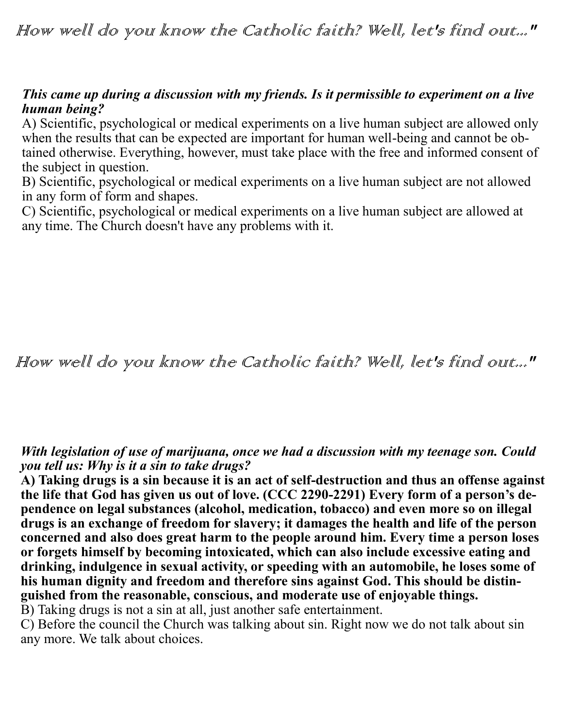# *How well do you know the Catholic faith? Well, let's find out..."*

***This came up during a discussion with my friends. Is it permissible to experiment on a live human being?***

A) Scientific, psychological or medical experiments on a live human subject are allowed only when the results that can be expected are important for human well-being and cannot be obtained otherwise. Everything, however, must take place with the free and informed consent of the subject in question.

B) Scientific, psychological or medical experiments on a live human subject are not allowed in any form of form and shapes.

C) Scientific, psychological or medical experiments on a live human subject are allowed at any time. The Church doesn't have any problems with it.

# *How well do you know the Catholic faith? Well, let's find out..."*

***With legislation of use of marijuana, once we had a discussion with my teenage son. Could you tell us: Why is it a sin to take drugs?***

**A) Taking drugs is a sin because it is an act of self-destruction and thus an offense against the life that God has given us out of love. (CCC 2290-2291) Every form of a person's dependence on legal substances (alcohol, medication, tobacco) and even more so on illegal drugs is an exchange of freedom for slavery; it damages the health and life of the person concerned and also does great harm to the people around him. Every time a person loses or forgets himself by becoming intoxicated, which can also include excessive eating and drinking, indulgence in sexual activity, or speeding with an automobile, he loses some of his human dignity and freedom and therefore sins against God. This should be distinguished from the reasonable, conscious, and moderate use of enjoyable things.**

B) Taking drugs is not a sin at all, just another safe entertainment.

C) Before the council the Church was talking about sin. Right now we do not talk about sin any more. We talk about choices.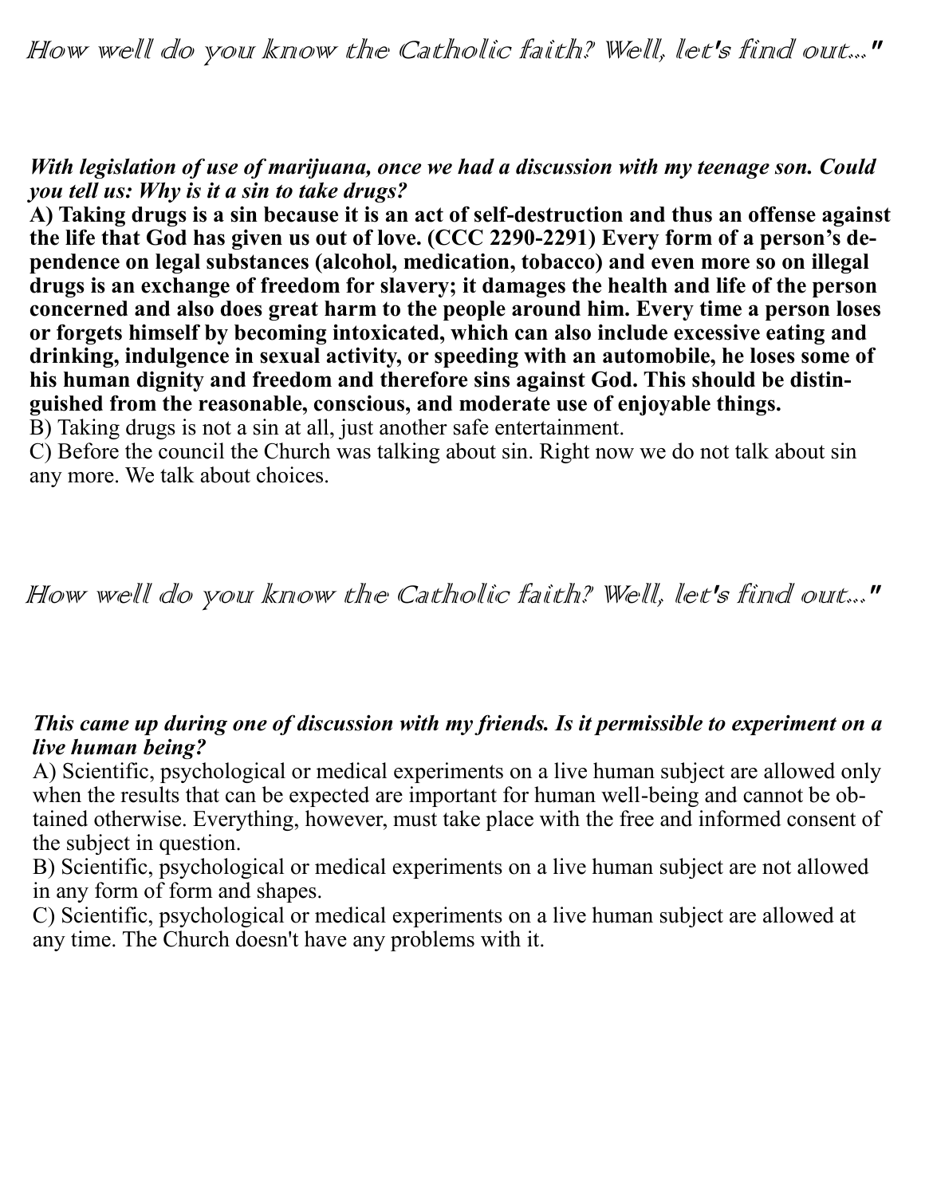# How well do you know the Catholic faith? Well, let's find out..."

***With legislation of use of marijuana, once we had a discussion with my teenage son. Could you tell us: Why is it a sin to take drugs?***

**A) Taking drugs is a sin because it is an act of self-destruction and thus an offense against the life that God has given us out of love. (CCC 2290-2291) Every form of a person's dependence on legal substances (alcohol, medication, tobacco) and even more so on illegal drugs is an exchange of freedom for slavery; it damages the health and life of the person concerned and also does great harm to the people around him. Every time a person loses or forgets himself by becoming intoxicated, which can also include excessive eating and drinking, indulgence in sexual activity, or speeding with an automobile, he loses some of his human dignity and freedom and therefore sins against God. This should be distinguished from the reasonable, conscious, and moderate use of enjoyable things.**

B) Taking drugs is not a sin at all, just another safe entertainment.

C) Before the council the Church was talking about sin. Right now we do not talk about sin any more. We talk about choices.

# How well do you know the Catholic faith? Well, let's find out..."

***This came up during one of discussion with my friends. Is it permissible to experiment on a live human being?***

A) Scientific, psychological or medical experiments on a live human subject are allowed only when the results that can be expected are important for human well-being and cannot be obtained otherwise. Everything, however, must take place with the free and informed consent of the subject in question.

B) Scientific, psychological or medical experiments on a live human subject are not allowed in any form of form and shapes.

C) Scientific, psychological or medical experiments on a live human subject are allowed at any time. The Church doesn't have any problems with it.